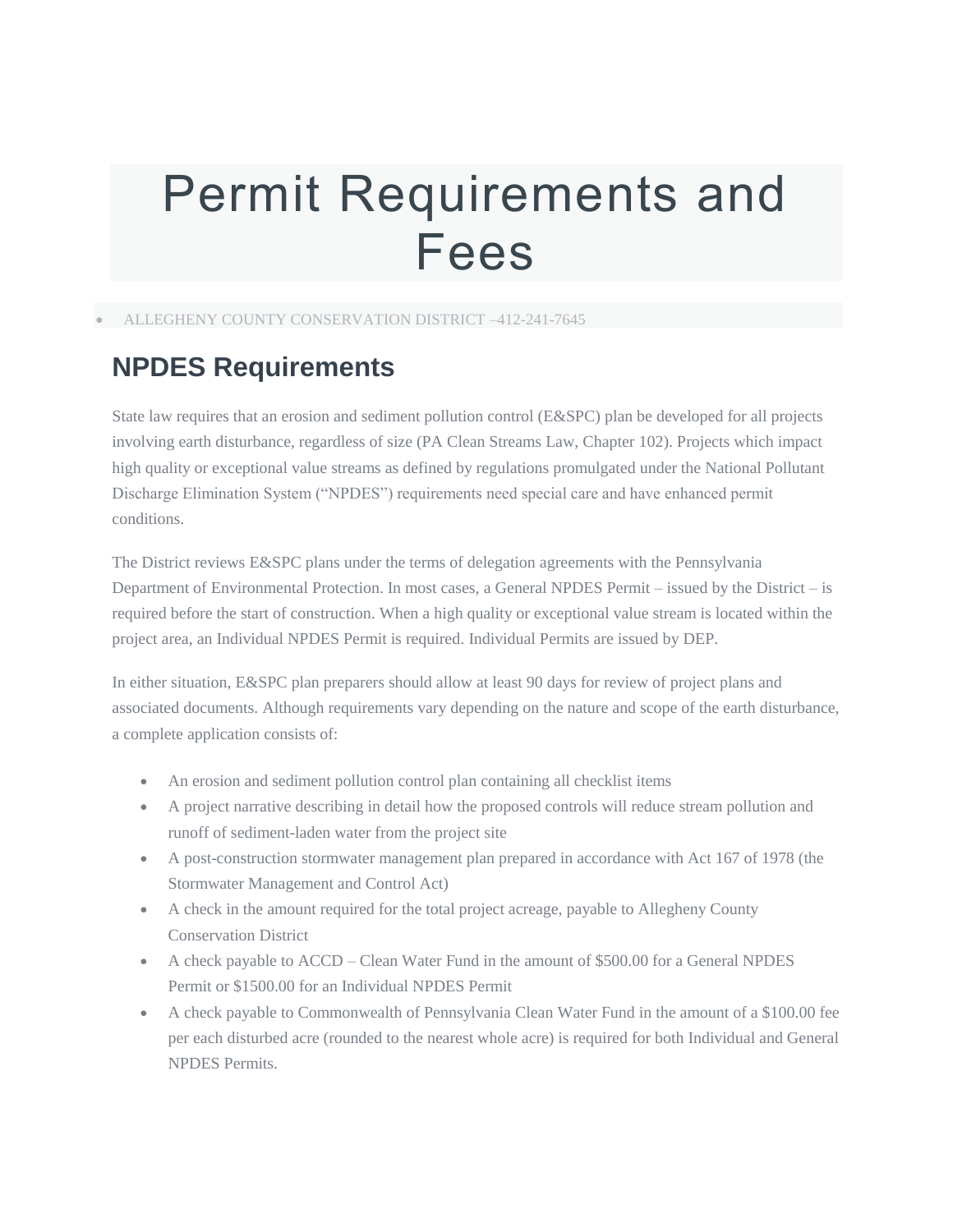# Permit Requirements and Fees

- ALLEGHENY COUNTY CONSERVATION DISTRICT –412-241-7645

## NPDES Requirements

State law requires that an erosion and sediment pollution control (E&SPC) plan be developed for all projects involving earth disturbance, regardless of size (PA Clean Streams Law, Chapter 102). Projects which impact high quality or exceptional value streams as defined by regulations promulgated under the National Pollutant Discharge Elimination System ("NPDES") requirements need special care and have enhanced permit conditions.

The District reviews E&SPC plans under the terms of delegation agreements with the Pennsylvania Department of Environmental Protection. In most cases, a General NPDES Permit – issued by the District – is required before the start of construction. When a high quality or exceptional value stream is located within the project area, an Individual NPDES Permit is required. Individual Permits are issued by DEP.

In either situation, E&SPC plan preparers should allow at least 90 days for review of project plans and associated documents. Although requirements vary depending on the nature and scope of the earth disturbance, a complete application consists of:

- An erosion and sediment pollution control plan containing all checklist items
- A project narrative describing in detail how the proposed controls will reduce stream pollution and runoff of sediment-laden water from the project site
- A post-construction stormwater management plan prepared in accordance with Act 167 of 1978 (the Stormwater Management and Control Act)
- A check in the amount required for the total project acreage, payable to Allegheny County Conservation District
- A check payable to ACCD – Clean Water Fund in the amount of $500.00 for a General NPDES Permit or $1500.00 for an Individual NPDES Permit
- A check payable to Commonwealth of Pennsylvania Clean Water Fund in the amount of a $100.00 fee per each disturbed acre (rounded to the nearest whole acre) is required for both Individual and General NPDES Permits.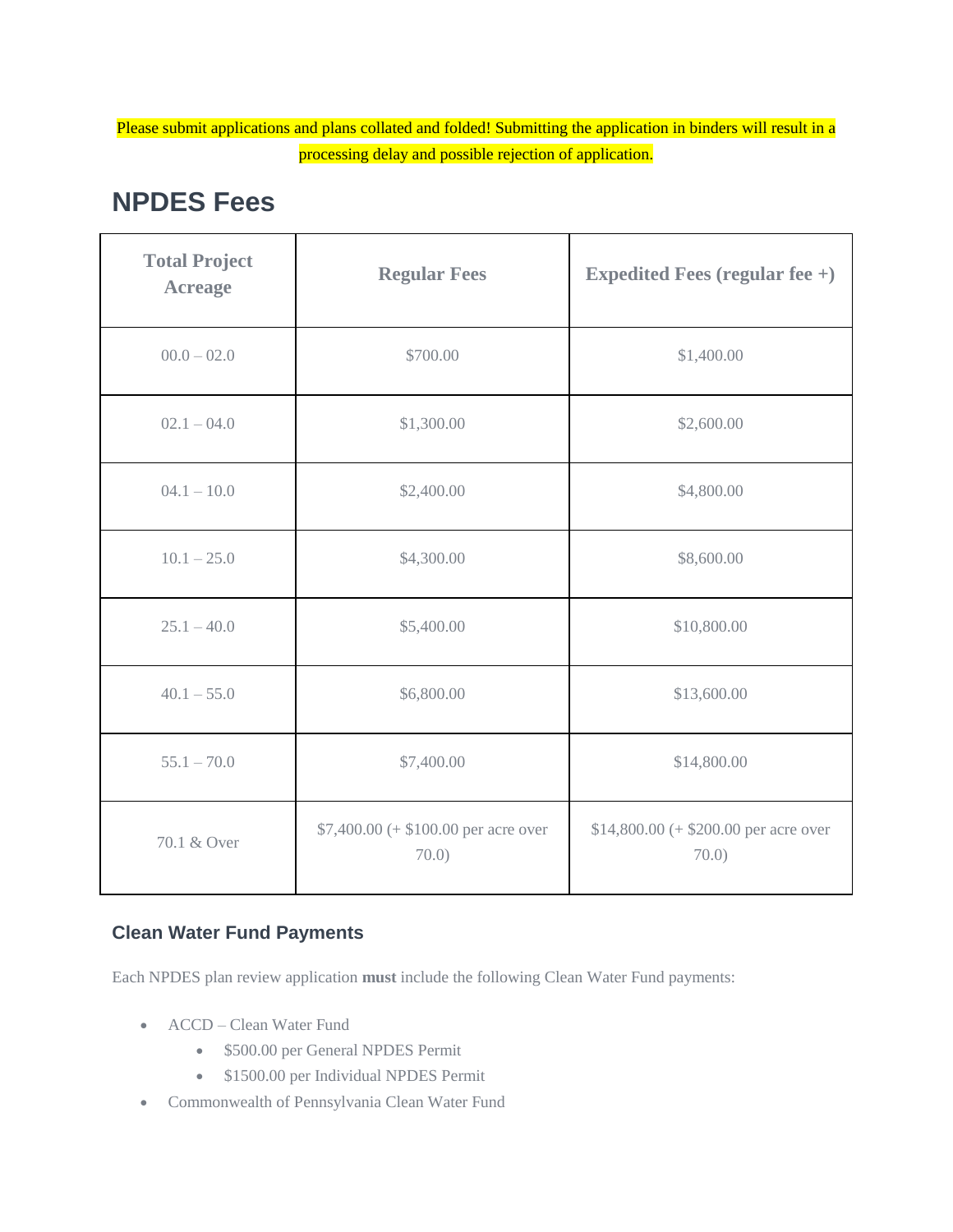Please submit applications and plans collated and folded! Submitting the application in binders will result in a processing delay and possible rejection of application.

# NPDES Fees

| Total Project Acreage | Regular Fees | Expedited Fees (regular fee +) |
|---|---|---|
| 00.0 – 02.0 | $700.00 | $1,400.00 |
| 02.1 – 04.0 | $1,300.00 | $2,600.00 |
| 04.1 – 10.0 | $2,400.00 | $4,800.00 |
| 10.1 – 25.0 | $4,300.00 | $8,600.00 |
| 25.1 – 40.0 | $5,400.00 | $10,800.00 |
| 40.1 – 55.0 | $6,800.00 | $13,600.00 |
| 55.1 – 70.0 | $7,400.00 | $14,800.00 |
| 70.1 & Over | $7,400.00 (+ $100.00 per acre over 70.0) | $14,800.00 (+ $200.00 per acre over 70.0) |

### Clean Water Fund Payments

Each NPDES plan review application **must** include the following Clean Water Fund payments:

- ACCD – Clean Water Fund
  - $500.00 per General NPDES Permit
  - $1500.00 per Individual NPDES Permit
- Commonwealth of Pennsylvania Clean Water Fund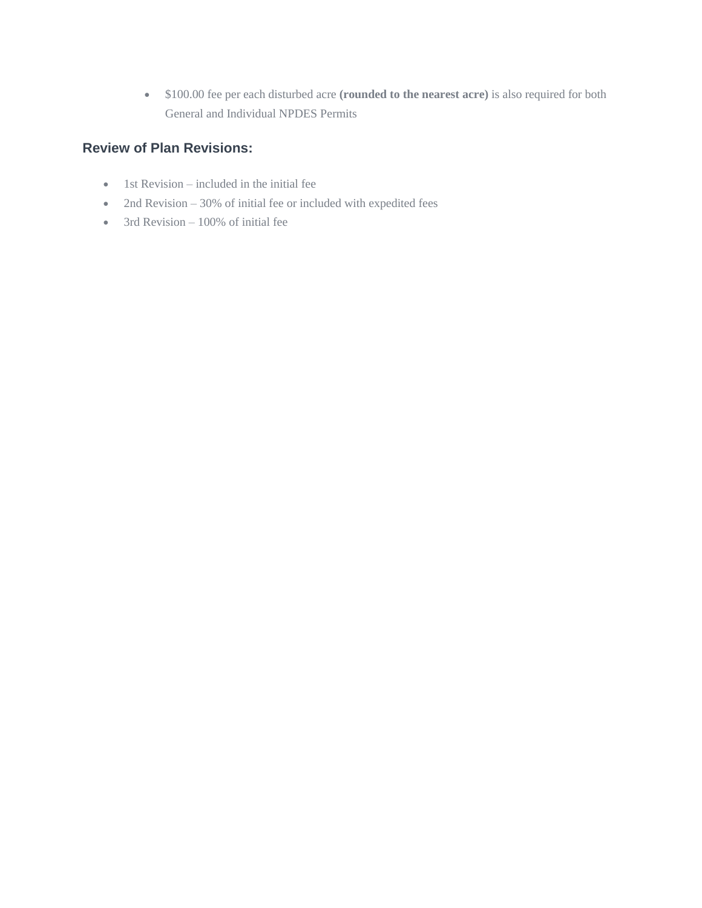- $100.00 fee per each disturbed acre **(rounded to the nearest acre)** is also required for both General and Individual NPDES Permits

### Review of Plan Revisions:

- 1st Revision – included in the initial fee
- 2nd Revision – 30% of initial fee or included with expedited fees
- 3rd Revision – 100% of initial fee